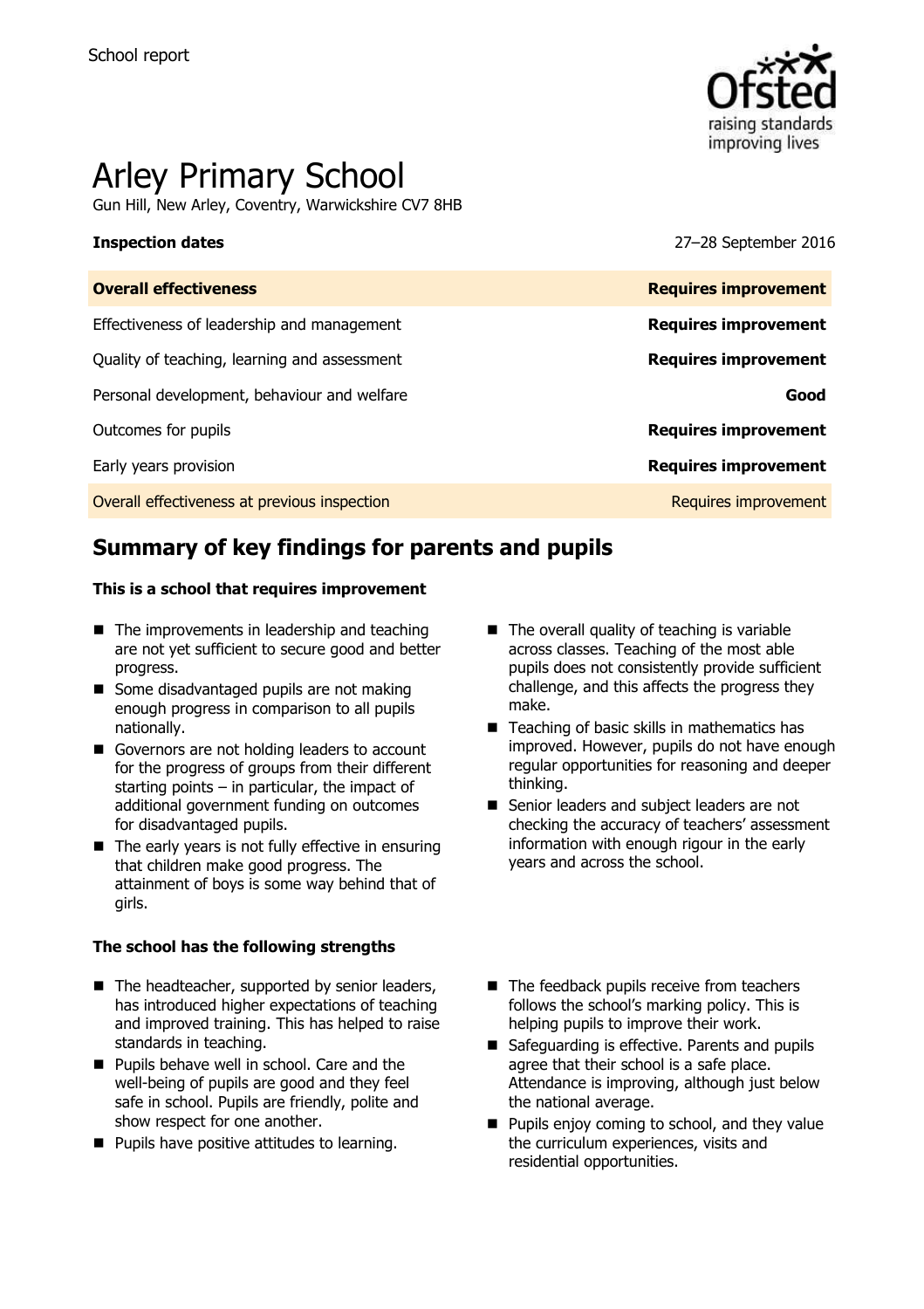School report

# Arley Primary School

Gun Hill, New Arley, Coventry, Warwickshire CV7 8HB

| **Inspection dates** | 27–28 September 2016 |
| --- | --- |
| **Overall effectiveness** | **Requires improvement** |
| Effectiveness of leadership and management | **Requires improvement** |
| Quality of teaching, learning and assessment | **Requires improvement** |
| Personal development, behaviour and welfare | **Good** |
| Outcomes for pupils | **Requires improvement** |
| Early years provision | **Requires improvement** |
| Overall effectiveness at previous inspection | Requires improvement |

## Summary of key findings for parents and pupils

**This is a school that requires improvement**

- The improvements in leadership and teaching are not yet sufficient to secure good and better progress.
- Some disadvantaged pupils are not making enough progress in comparison to all pupils nationally.
- Governors are not holding leaders to account for the progress of groups from their different starting points – in particular, the impact of additional government funding on outcomes for disadvantaged pupils.
- The early years is not fully effective in ensuring that children make good progress. The attainment of boys is some way behind that of girls.
- The overall quality of teaching is variable across classes. Teaching of the most able pupils does not consistently provide sufficient challenge, and this affects the progress they make.
- Teaching of basic skills in mathematics has improved. However, pupils do not have enough regular opportunities for reasoning and deeper thinking.
- Senior leaders and subject leaders are not checking the accuracy of teachers' assessment information with enough rigour in the early years and across the school.

**The school has the following strengths**

- The headteacher, supported by senior leaders, has introduced higher expectations of teaching and improved training. This has helped to raise standards in teaching.
- Pupils behave well in school. Care and the well-being of pupils are good and they feel safe in school. Pupils are friendly, polite and show respect for one another.
- Pupils have positive attitudes to learning.
- The feedback pupils receive from teachers follows the school's marking policy. This is helping pupils to improve their work.
- Safeguarding is effective. Parents and pupils agree that their school is a safe place. Attendance is improving, although just below the national average.
- Pupils enjoy coming to school, and they value the curriculum experiences, visits and residential opportunities.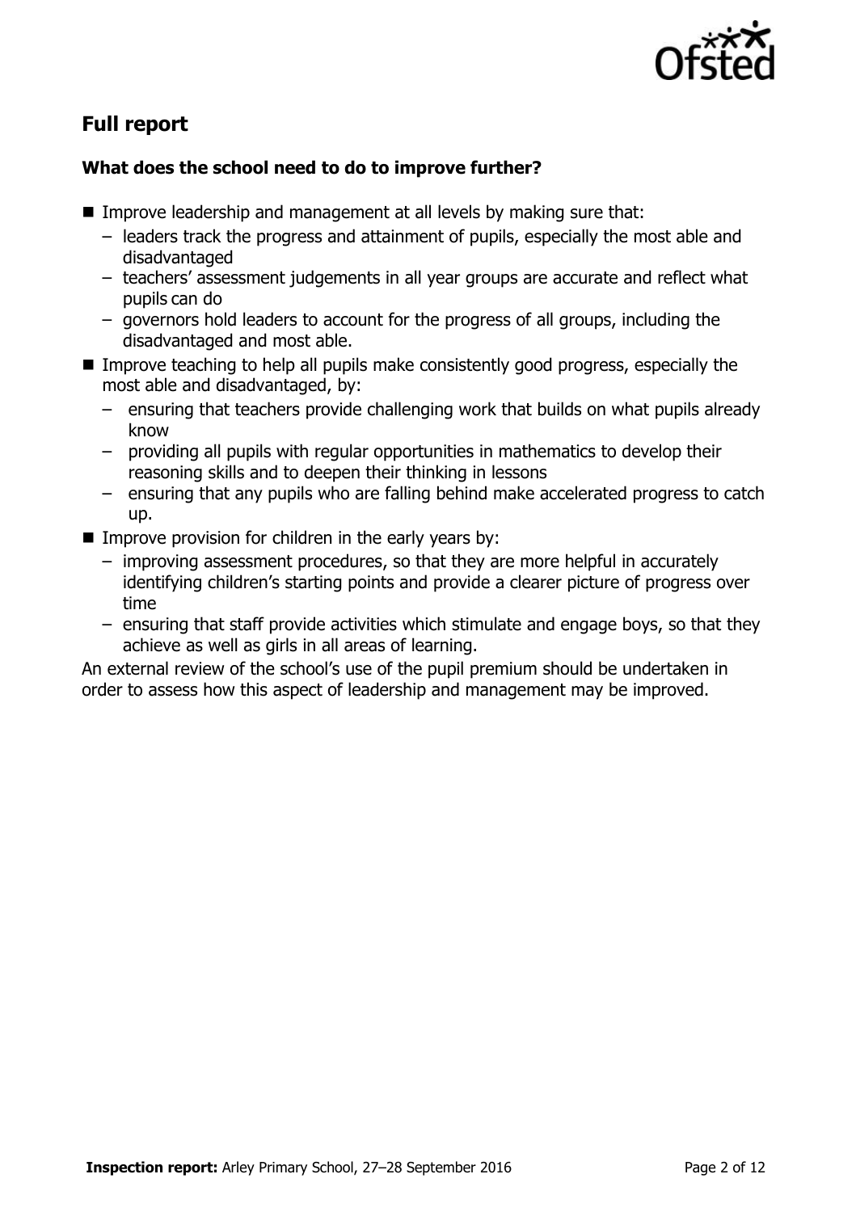## Full report

### What does the school need to do to improve further?

- Improve leadership and management at all levels by making sure that:
  - leaders track the progress and attainment of pupils, especially the most able and disadvantaged
  - teachers' assessment judgements in all year groups are accurate and reflect what pupils can do
  - governors hold leaders to account for the progress of all groups, including the disadvantaged and most able.
- Improve teaching to help all pupils make consistently good progress, especially the most able and disadvantaged, by:
  - ensuring that teachers provide challenging work that builds on what pupils already know
  - providing all pupils with regular opportunities in mathematics to develop their reasoning skills and to deepen their thinking in lessons
  - ensuring that any pupils who are falling behind make accelerated progress to catch up.
- Improve provision for children in the early years by:
  - improving assessment procedures, so that they are more helpful in accurately identifying children's starting points and provide a clearer picture of progress over time
  - ensuring that staff provide activities which stimulate and engage boys, so that they achieve as well as girls in all areas of learning.

An external review of the school's use of the pupil premium should be undertaken in order to assess how this aspect of leadership and management may be improved.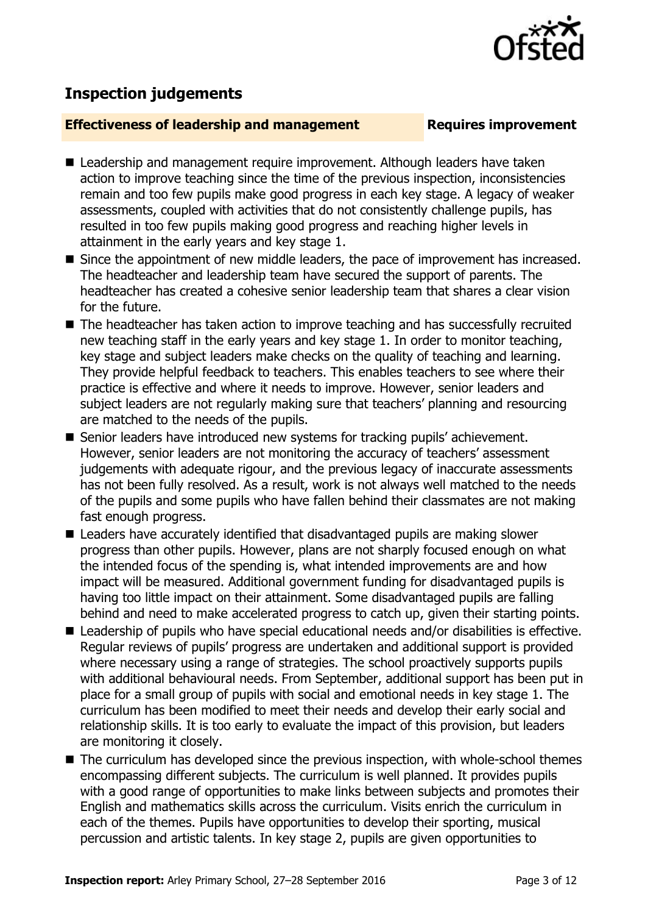## Inspection judgements

**Effectiveness of leadership and management** **Requires improvement**

- Leadership and management require improvement. Although leaders have taken action to improve teaching since the time of the previous inspection, inconsistencies remain and too few pupils make good progress in each key stage. A legacy of weaker assessments, coupled with activities that do not consistently challenge pupils, has resulted in too few pupils making good progress and reaching higher levels in attainment in the early years and key stage 1.
- Since the appointment of new middle leaders, the pace of improvement has increased. The headteacher and leadership team have secured the support of parents. The headteacher has created a cohesive senior leadership team that shares a clear vision for the future.
- The headteacher has taken action to improve teaching and has successfully recruited new teaching staff in the early years and key stage 1. In order to monitor teaching, key stage and subject leaders make checks on the quality of teaching and learning. They provide helpful feedback to teachers. This enables teachers to see where their practice is effective and where it needs to improve. However, senior leaders and subject leaders are not regularly making sure that teachers' planning and resourcing are matched to the needs of the pupils.
- Senior leaders have introduced new systems for tracking pupils' achievement. However, senior leaders are not monitoring the accuracy of teachers' assessment judgements with adequate rigour, and the previous legacy of inaccurate assessments has not been fully resolved. As a result, work is not always well matched to the needs of the pupils and some pupils who have fallen behind their classmates are not making fast enough progress.
- Leaders have accurately identified that disadvantaged pupils are making slower progress than other pupils. However, plans are not sharply focused enough on what the intended focus of the spending is, what intended improvements are and how impact will be measured. Additional government funding for disadvantaged pupils is having too little impact on their attainment. Some disadvantaged pupils are falling behind and need to make accelerated progress to catch up, given their starting points.
- Leadership of pupils who have special educational needs and/or disabilities is effective. Regular reviews of pupils' progress are undertaken and additional support is provided where necessary using a range of strategies. The school proactively supports pupils with additional behavioural needs. From September, additional support has been put in place for a small group of pupils with social and emotional needs in key stage 1. The curriculum has been modified to meet their needs and develop their early social and relationship skills. It is too early to evaluate the impact of this provision, but leaders are monitoring it closely.
- The curriculum has developed since the previous inspection, with whole-school themes encompassing different subjects. The curriculum is well planned. It provides pupils with a good range of opportunities to make links between subjects and promotes their English and mathematics skills across the curriculum. Visits enrich the curriculum in each of the themes. Pupils have opportunities to develop their sporting, musical percussion and artistic talents. In key stage 2, pupils are given opportunities to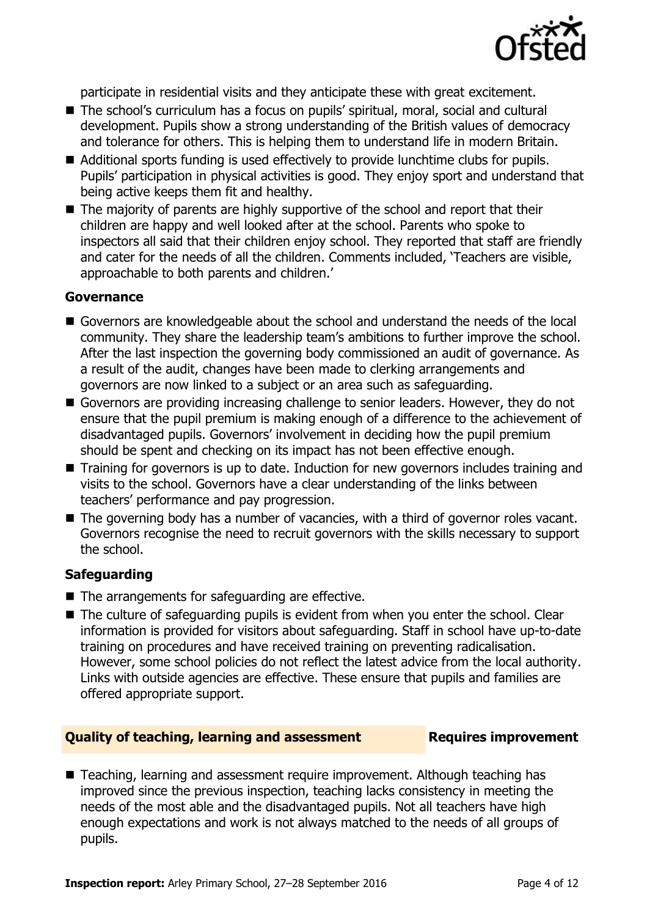participate in residential visits and they anticipate these with great excitement.

- The school's curriculum has a focus on pupils' spiritual, moral, social and cultural development. Pupils show a strong understanding of the British values of democracy and tolerance for others. This is helping them to understand life in modern Britain.
- Additional sports funding is used effectively to provide lunchtime clubs for pupils. Pupils' participation in physical activities is good. They enjoy sport and understand that being active keeps them fit and healthy.
- The majority of parents are highly supportive of the school and report that their children are happy and well looked after at the school. Parents who spoke to inspectors all said that their children enjoy school. They reported that staff are friendly and cater for the needs of all the children. Comments included, 'Teachers are visible, approachable to both parents and children.'

### Governance

- Governors are knowledgeable about the school and understand the needs of the local community. They share the leadership team's ambitions to further improve the school. After the last inspection the governing body commissioned an audit of governance. As a result of the audit, changes have been made to clerking arrangements and governors are now linked to a subject or an area such as safeguarding.
- Governors are providing increasing challenge to senior leaders. However, they do not ensure that the pupil premium is making enough of a difference to the achievement of disadvantaged pupils. Governors' involvement in deciding how the pupil premium should be spent and checking on its impact has not been effective enough.
- Training for governors is up to date. Induction for new governors includes training and visits to the school. Governors have a clear understanding of the links between teachers' performance and pay progression.
- The governing body has a number of vacancies, with a third of governor roles vacant. Governors recognise the need to recruit governors with the skills necessary to support the school.

### Safeguarding

- The arrangements for safeguarding are effective.
- The culture of safeguarding pupils is evident from when you enter the school. Clear information is provided for visitors about safeguarding. Staff in school have up-to-date training on procedures and have received training on preventing radicalisation. However, some school policies do not reflect the latest advice from the local authority. Links with outside agencies are effective. These ensure that pupils and families are offered appropriate support.

## Quality of teaching, learning and assessment — Requires improvement

- Teaching, learning and assessment require improvement. Although teaching has improved since the previous inspection, teaching lacks consistency in meeting the needs of the most able and the disadvantaged pupils. Not all teachers have high enough expectations and work is not always matched to the needs of all groups of pupils.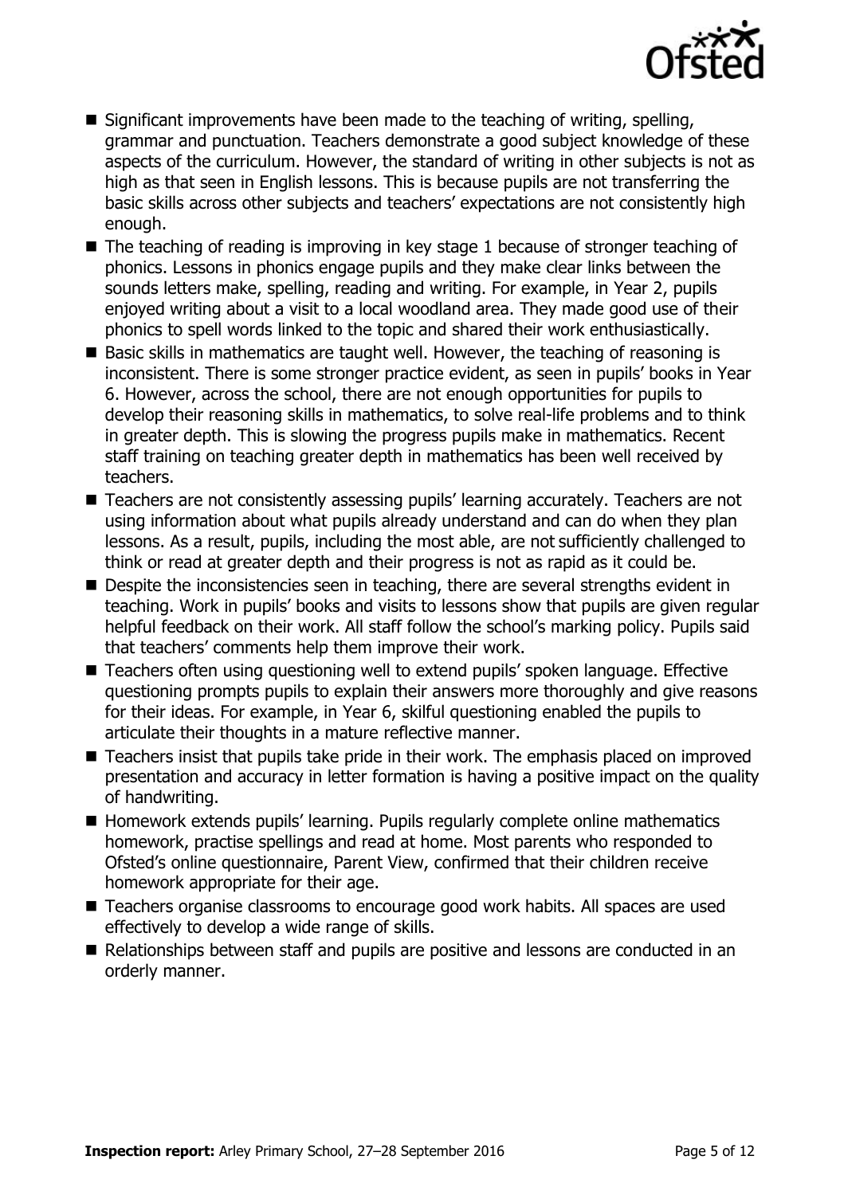- Significant improvements have been made to the teaching of writing, spelling, grammar and punctuation. Teachers demonstrate a good subject knowledge of these aspects of the curriculum. However, the standard of writing in other subjects is not as high as that seen in English lessons. This is because pupils are not transferring the basic skills across other subjects and teachers' expectations are not consistently high enough.
- The teaching of reading is improving in key stage 1 because of stronger teaching of phonics. Lessons in phonics engage pupils and they make clear links between the sounds letters make, spelling, reading and writing. For example, in Year 2, pupils enjoyed writing about a visit to a local woodland area. They made good use of their phonics to spell words linked to the topic and shared their work enthusiastically.
- Basic skills in mathematics are taught well. However, the teaching of reasoning is inconsistent. There is some stronger practice evident, as seen in pupils' books in Year 6. However, across the school, there are not enough opportunities for pupils to develop their reasoning skills in mathematics, to solve real-life problems and to think in greater depth. This is slowing the progress pupils make in mathematics. Recent staff training on teaching greater depth in mathematics has been well received by teachers.
- Teachers are not consistently assessing pupils' learning accurately. Teachers are not using information about what pupils already understand and can do when they plan lessons. As a result, pupils, including the most able, are not sufficiently challenged to think or read at greater depth and their progress is not as rapid as it could be.
- Despite the inconsistencies seen in teaching, there are several strengths evident in teaching. Work in pupils' books and visits to lessons show that pupils are given regular helpful feedback on their work. All staff follow the school's marking policy. Pupils said that teachers' comments help them improve their work.
- Teachers often using questioning well to extend pupils' spoken language. Effective questioning prompts pupils to explain their answers more thoroughly and give reasons for their ideas. For example, in Year 6, skilful questioning enabled the pupils to articulate their thoughts in a mature reflective manner.
- Teachers insist that pupils take pride in their work. The emphasis placed on improved presentation and accuracy in letter formation is having a positive impact on the quality of handwriting.
- Homework extends pupils' learning. Pupils regularly complete online mathematics homework, practise spellings and read at home. Most parents who responded to Ofsted's online questionnaire, Parent View, confirmed that their children receive homework appropriate for their age.
- Teachers organise classrooms to encourage good work habits. All spaces are used effectively to develop a wide range of skills.
- Relationships between staff and pupils are positive and lessons are conducted in an orderly manner.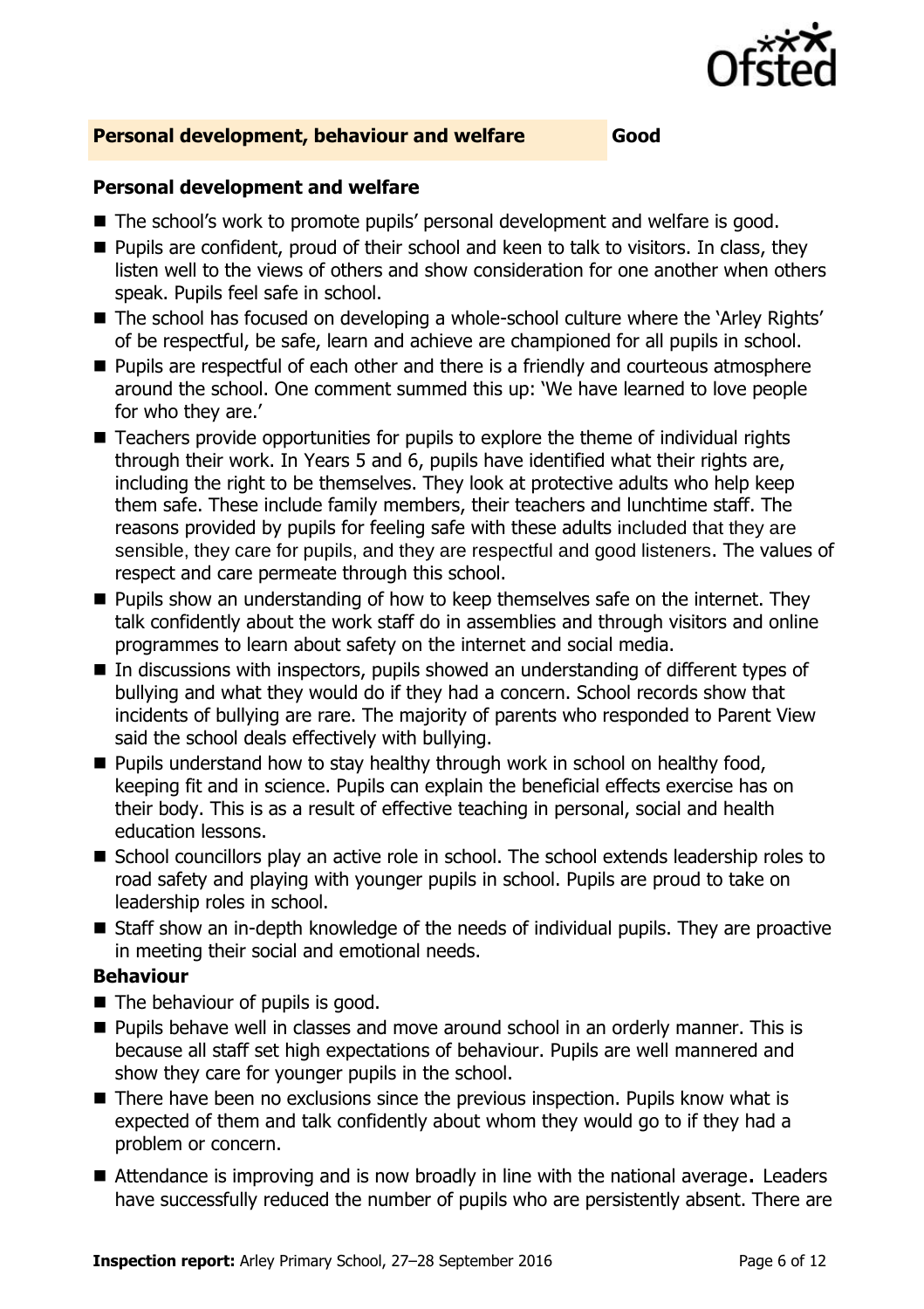## Personal development, behaviour and welfare — Good

### Personal development and welfare

- The school's work to promote pupils' personal development and welfare is good.
- Pupils are confident, proud of their school and keen to talk to visitors. In class, they listen well to the views of others and show consideration for one another when others speak. Pupils feel safe in school.
- The school has focused on developing a whole-school culture where the 'Arley Rights' of be respectful, be safe, learn and achieve are championed for all pupils in school.
- Pupils are respectful of each other and there is a friendly and courteous atmosphere around the school. One comment summed this up: 'We have learned to love people for who they are.'
- Teachers provide opportunities for pupils to explore the theme of individual rights through their work. In Years 5 and 6, pupils have identified what their rights are, including the right to be themselves. They look at protective adults who help keep them safe. These include family members, their teachers and lunchtime staff. The reasons provided by pupils for feeling safe with these adults included that they are sensible, they care for pupils, and they are respectful and good listeners. The values of respect and care permeate through this school.
- Pupils show an understanding of how to keep themselves safe on the internet. They talk confidently about the work staff do in assemblies and through visitors and online programmes to learn about safety on the internet and social media.
- In discussions with inspectors, pupils showed an understanding of different types of bullying and what they would do if they had a concern. School records show that incidents of bullying are rare. The majority of parents who responded to Parent View said the school deals effectively with bullying.
- Pupils understand how to stay healthy through work in school on healthy food, keeping fit and in science. Pupils can explain the beneficial effects exercise has on their body. This is as a result of effective teaching in personal, social and health education lessons.
- School councillors play an active role in school. The school extends leadership roles to road safety and playing with younger pupils in school. Pupils are proud to take on leadership roles in school.
- Staff show an in-depth knowledge of the needs of individual pupils. They are proactive in meeting their social and emotional needs.

### Behaviour

- The behaviour of pupils is good.
- Pupils behave well in classes and move around school in an orderly manner. This is because all staff set high expectations of behaviour. Pupils are well mannered and show they care for younger pupils in the school.
- There have been no exclusions since the previous inspection. Pupils know what is expected of them and talk confidently about whom they would go to if they had a problem or concern.
- Attendance is improving and is now broadly in line with the national average. Leaders have successfully reduced the number of pupils who are persistently absent. There are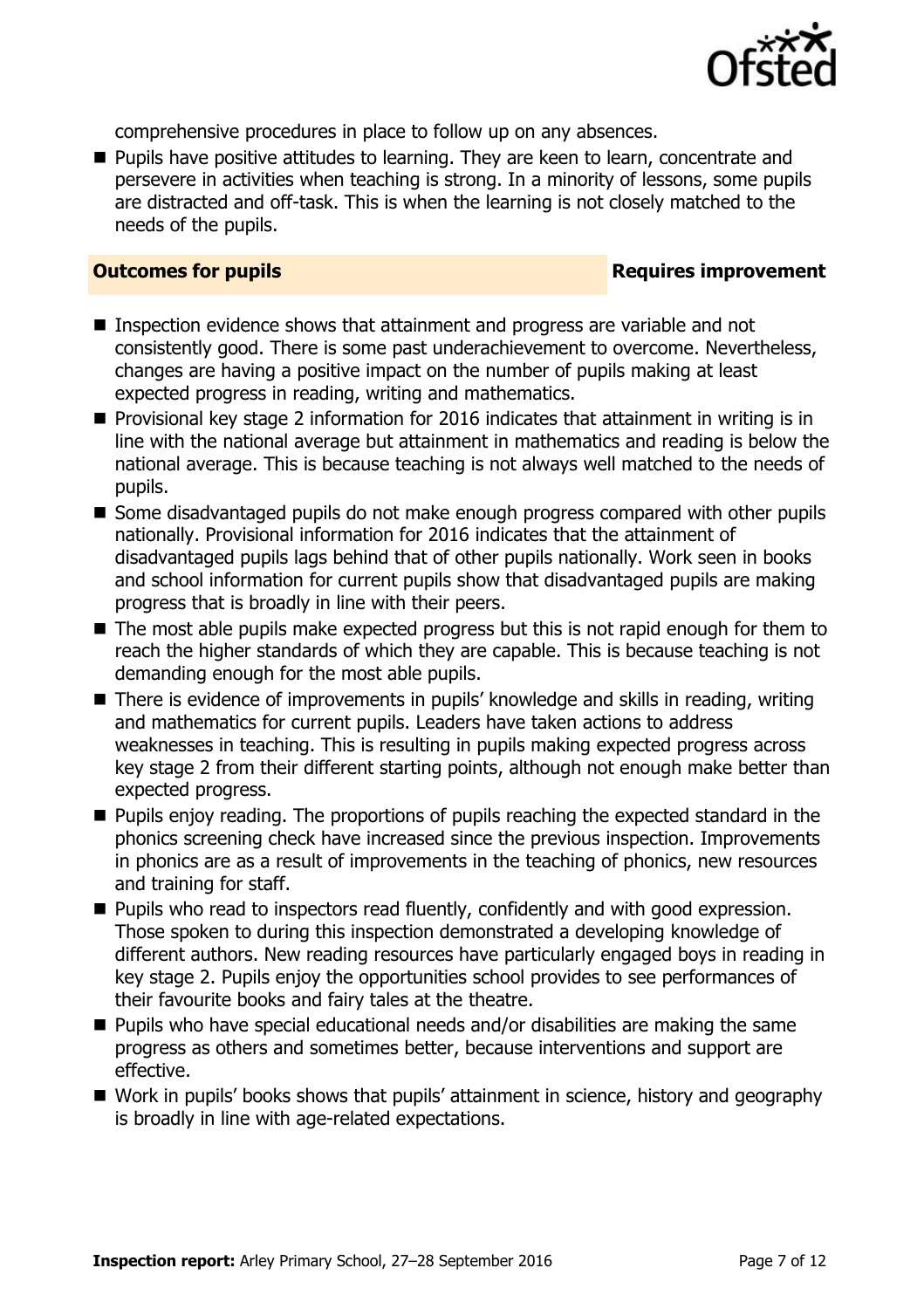comprehensive procedures in place to follow up on any absences.

- Pupils have positive attitudes to learning. They are keen to learn, concentrate and persevere in activities when teaching is strong. In a minority of lessons, some pupils are distracted and off-task. This is when the learning is not closely matched to the needs of the pupils.

## Outcomes for pupils — Requires improvement

- Inspection evidence shows that attainment and progress are variable and not consistently good. There is some past underachievement to overcome. Nevertheless, changes are having a positive impact on the number of pupils making at least expected progress in reading, writing and mathematics.
- Provisional key stage 2 information for 2016 indicates that attainment in writing is in line with the national average but attainment in mathematics and reading is below the national average. This is because teaching is not always well matched to the needs of pupils.
- Some disadvantaged pupils do not make enough progress compared with other pupils nationally. Provisional information for 2016 indicates that the attainment of disadvantaged pupils lags behind that of other pupils nationally. Work seen in books and school information for current pupils show that disadvantaged pupils are making progress that is broadly in line with their peers.
- The most able pupils make expected progress but this is not rapid enough for them to reach the higher standards of which they are capable. This is because teaching is not demanding enough for the most able pupils.
- There is evidence of improvements in pupils' knowledge and skills in reading, writing and mathematics for current pupils. Leaders have taken actions to address weaknesses in teaching. This is resulting in pupils making expected progress across key stage 2 from their different starting points, although not enough make better than expected progress.
- Pupils enjoy reading. The proportions of pupils reaching the expected standard in the phonics screening check have increased since the previous inspection. Improvements in phonics are as a result of improvements in the teaching of phonics, new resources and training for staff.
- Pupils who read to inspectors read fluently, confidently and with good expression. Those spoken to during this inspection demonstrated a developing knowledge of different authors. New reading resources have particularly engaged boys in reading in key stage 2. Pupils enjoy the opportunities school provides to see performances of their favourite books and fairy tales at the theatre.
- Pupils who have special educational needs and/or disabilities are making the same progress as others and sometimes better, because interventions and support are effective.
- Work in pupils' books shows that pupils' attainment in science, history and geography is broadly in line with age-related expectations.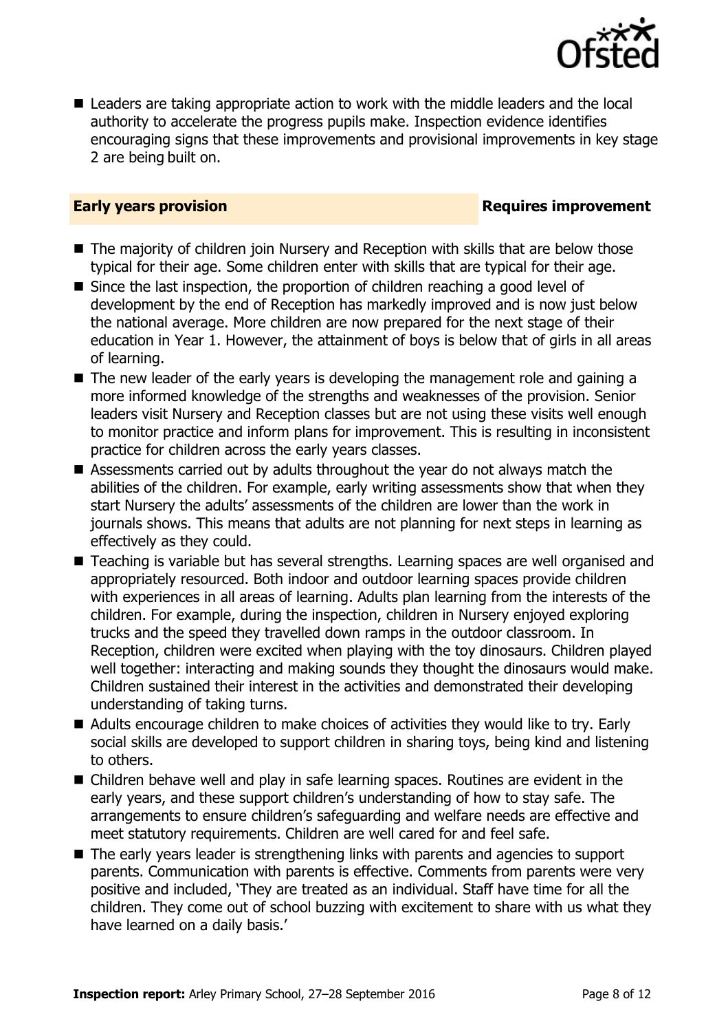- Leaders are taking appropriate action to work with the middle leaders and the local authority to accelerate the progress pupils make. Inspection evidence identifies encouraging signs that these improvements and provisional improvements in key stage 2 are being built on.

### Early years provision — Requires improvement

- The majority of children join Nursery and Reception with skills that are below those typical for their age. Some children enter with skills that are typical for their age.
- Since the last inspection, the proportion of children reaching a good level of development by the end of Reception has markedly improved and is now just below the national average. More children are now prepared for the next stage of their education in Year 1. However, the attainment of boys is below that of girls in all areas of learning.
- The new leader of the early years is developing the management role and gaining a more informed knowledge of the strengths and weaknesses of the provision. Senior leaders visit Nursery and Reception classes but are not using these visits well enough to monitor practice and inform plans for improvement. This is resulting in inconsistent practice for children across the early years classes.
- Assessments carried out by adults throughout the year do not always match the abilities of the children. For example, early writing assessments show that when they start Nursery the adults' assessments of the children are lower than the work in journals shows. This means that adults are not planning for next steps in learning as effectively as they could.
- Teaching is variable but has several strengths. Learning spaces are well organised and appropriately resourced. Both indoor and outdoor learning spaces provide children with experiences in all areas of learning. Adults plan learning from the interests of the children. For example, during the inspection, children in Nursery enjoyed exploring trucks and the speed they travelled down ramps in the outdoor classroom. In Reception, children were excited when playing with the toy dinosaurs. Children played well together: interacting and making sounds they thought the dinosaurs would make. Children sustained their interest in the activities and demonstrated their developing understanding of taking turns.
- Adults encourage children to make choices of activities they would like to try. Early social skills are developed to support children in sharing toys, being kind and listening to others.
- Children behave well and play in safe learning spaces. Routines are evident in the early years, and these support children's understanding of how to stay safe. The arrangements to ensure children's safeguarding and welfare needs are effective and meet statutory requirements. Children are well cared for and feel safe.
- The early years leader is strengthening links with parents and agencies to support parents. Communication with parents is effective. Comments from parents were very positive and included, 'They are treated as an individual. Staff have time for all the children. They come out of school buzzing with excitement to share with us what they have learned on a daily basis.'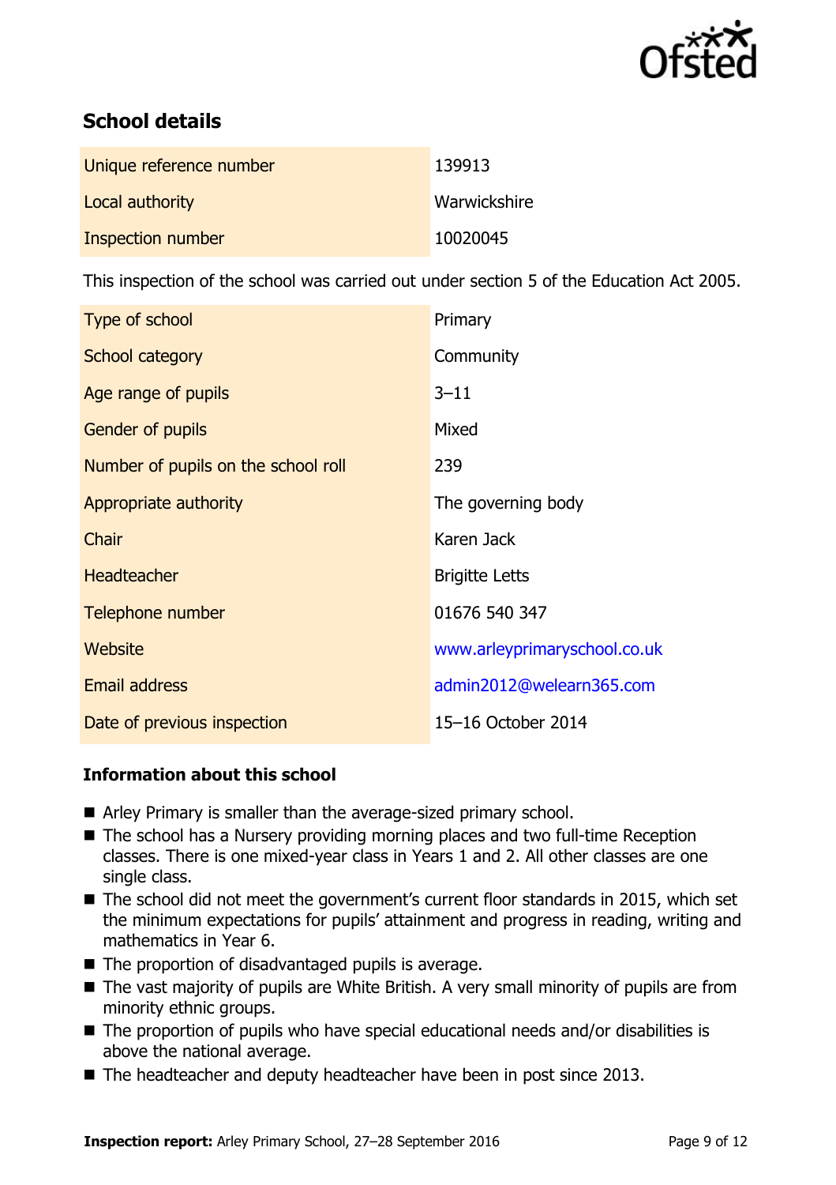## School details

| | |
|---|---|
| Unique reference number | 139913 |
| Local authority | Warwickshire |
| Inspection number | 10020045 |

This inspection of the school was carried out under section 5 of the Education Act 2005.

| | |
|---|---|
| Type of school | Primary |
| School category | Community |
| Age range of pupils | 3–11 |
| Gender of pupils | Mixed |
| Number of pupils on the school roll | 239 |
| Appropriate authority | The governing body |
| Chair | Karen Jack |
| Headteacher | Brigitte Letts |
| Telephone number | 01676 540 347 |
| Website | www.arleyprimaryschool.co.uk |
| Email address | admin2012@welearn365.com |
| Date of previous inspection | 15–16 October 2014 |

### Information about this school

- Arley Primary is smaller than the average-sized primary school.
- The school has a Nursery providing morning places and two full-time Reception classes. There is one mixed-year class in Years 1 and 2. All other classes are one single class.
- The school did not meet the government's current floor standards in 2015, which set the minimum expectations for pupils' attainment and progress in reading, writing and mathematics in Year 6.
- The proportion of disadvantaged pupils is average.
- The vast majority of pupils are White British. A very small minority of pupils are from minority ethnic groups.
- The proportion of pupils who have special educational needs and/or disabilities is above the national average.
- The headteacher and deputy headteacher have been in post since 2013.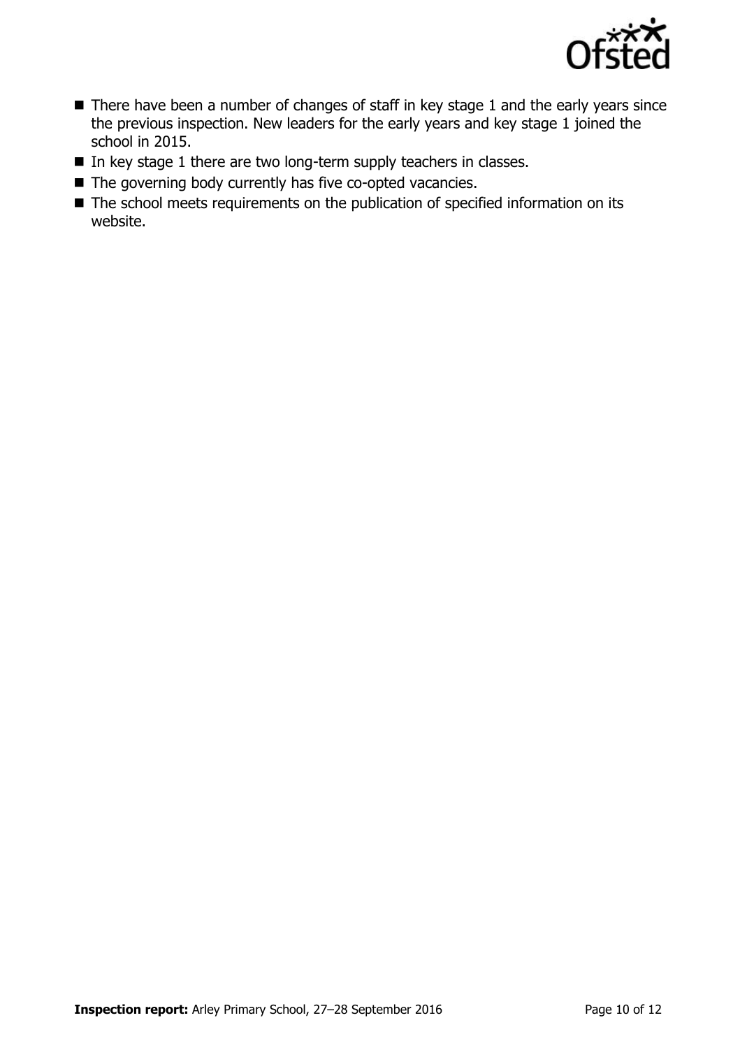- There have been a number of changes of staff in key stage 1 and the early years since the previous inspection. New leaders for the early years and key stage 1 joined the school in 2015.
- In key stage 1 there are two long-term supply teachers in classes.
- The governing body currently has five co-opted vacancies.
- The school meets requirements on the publication of specified information on its website.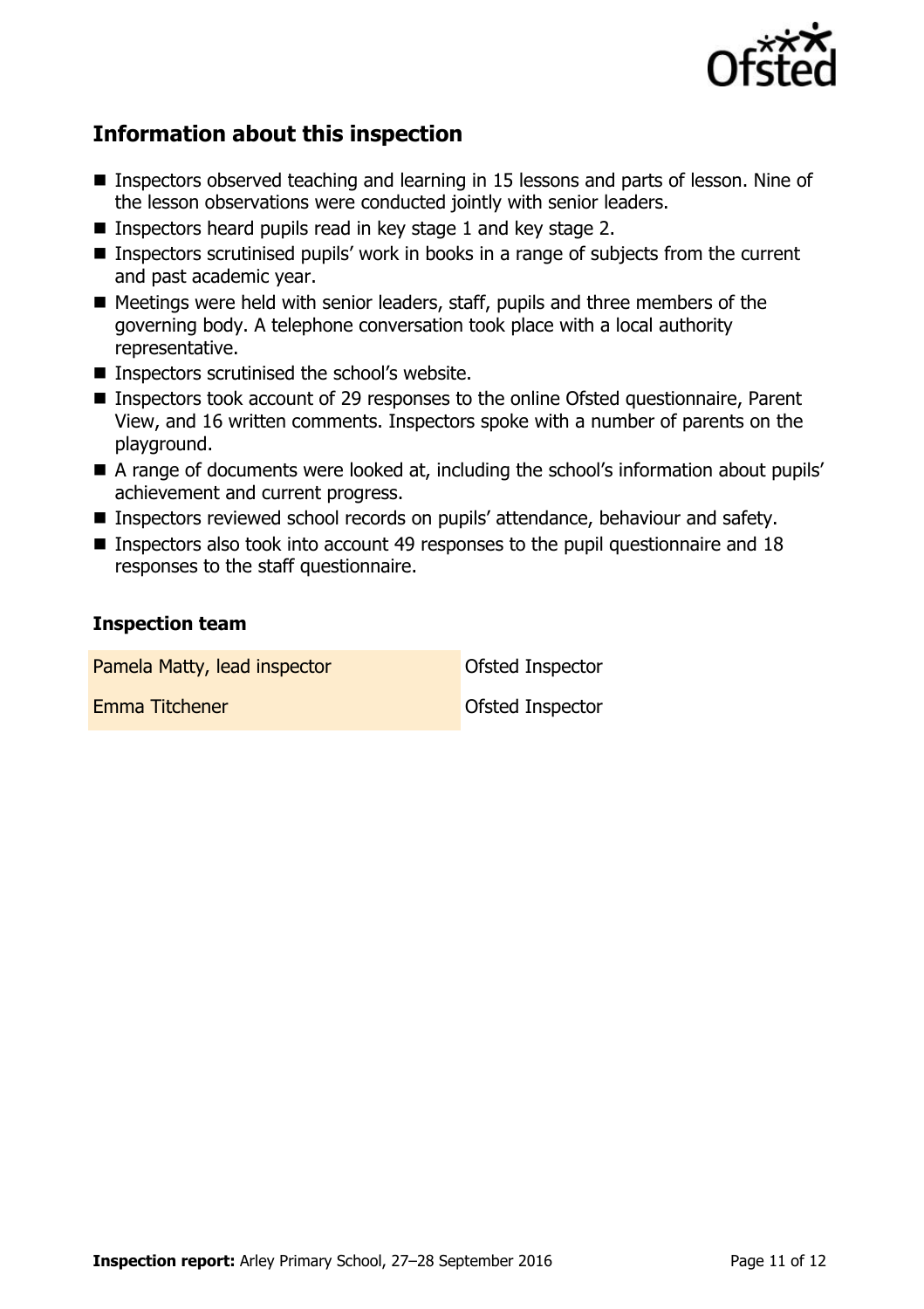## Information about this inspection

- Inspectors observed teaching and learning in 15 lessons and parts of lesson. Nine of the lesson observations were conducted jointly with senior leaders.
- Inspectors heard pupils read in key stage 1 and key stage 2.
- Inspectors scrutinised pupils' work in books in a range of subjects from the current and past academic year.
- Meetings were held with senior leaders, staff, pupils and three members of the governing body. A telephone conversation took place with a local authority representative.
- Inspectors scrutinised the school's website.
- Inspectors took account of 29 responses to the online Ofsted questionnaire, Parent View, and 16 written comments. Inspectors spoke with a number of parents on the playground.
- A range of documents were looked at, including the school's information about pupils' achievement and current progress.
- Inspectors reviewed school records on pupils' attendance, behaviour and safety.
- Inspectors also took into account 49 responses to the pupil questionnaire and 18 responses to the staff questionnaire.

### Inspection team

| | |
|---|---|
| Pamela Matty, lead inspector | Ofsted Inspector |
| Emma Titchener | Ofsted Inspector |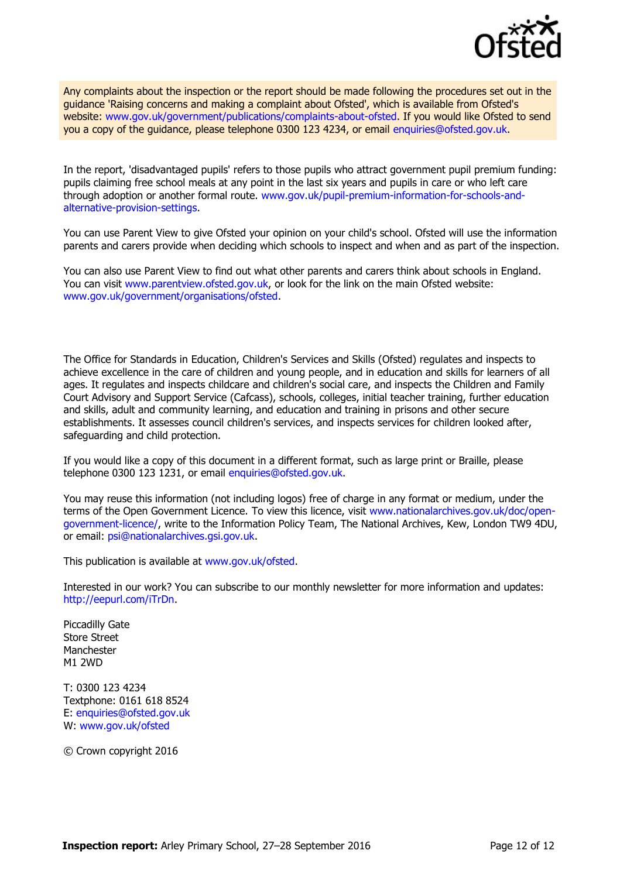Any complaints about the inspection or the report should be made following the procedures set out in the guidance 'Raising concerns and making a complaint about Ofsted', which is available from Ofsted's website: www.gov.uk/government/publications/complaints-about-ofsted. If you would like Ofsted to send you a copy of the guidance, please telephone 0300 123 4234, or email enquiries@ofsted.gov.uk.

In the report, 'disadvantaged pupils' refers to those pupils who attract government pupil premium funding: pupils claiming free school meals at any point in the last six years and pupils in care or who left care through adoption or another formal route. www.gov.uk/pupil-premium-information-for-schools-and-alternative-provision-settings.

You can use Parent View to give Ofsted your opinion on your child's school. Ofsted will use the information parents and carers provide when deciding which schools to inspect and when and as part of the inspection.

You can also use Parent View to find out what other parents and carers think about schools in England. You can visit www.parentview.ofsted.gov.uk, or look for the link on the main Ofsted website: www.gov.uk/government/organisations/ofsted.

The Office for Standards in Education, Children's Services and Skills (Ofsted) regulates and inspects to achieve excellence in the care of children and young people, and in education and skills for learners of all ages. It regulates and inspects childcare and children's social care, and inspects the Children and Family Court Advisory and Support Service (Cafcass), schools, colleges, initial teacher training, further education and skills, adult and community learning, and education and training in prisons and other secure establishments. It assesses council children's services, and inspects services for children looked after, safeguarding and child protection.

If you would like a copy of this document in a different format, such as large print or Braille, please telephone 0300 123 1231, or email enquiries@ofsted.gov.uk.

You may reuse this information (not including logos) free of charge in any format or medium, under the terms of the Open Government Licence. To view this licence, visit www.nationalarchives.gov.uk/doc/open-government-licence/, write to the Information Policy Team, The National Archives, Kew, London TW9 4DU, or email: psi@nationalarchives.gsi.gov.uk.

This publication is available at www.gov.uk/ofsted.

Interested in our work? You can subscribe to our monthly newsletter for more information and updates: http://eepurl.com/iTrDn.

Piccadilly Gate  
Store Street  
Manchester  
M1 2WD

T: 0300 123 4234  
Textphone: 0161 618 8524  
E: enquiries@ofsted.gov.uk  
W: www.gov.uk/ofsted

© Crown copyright 2016